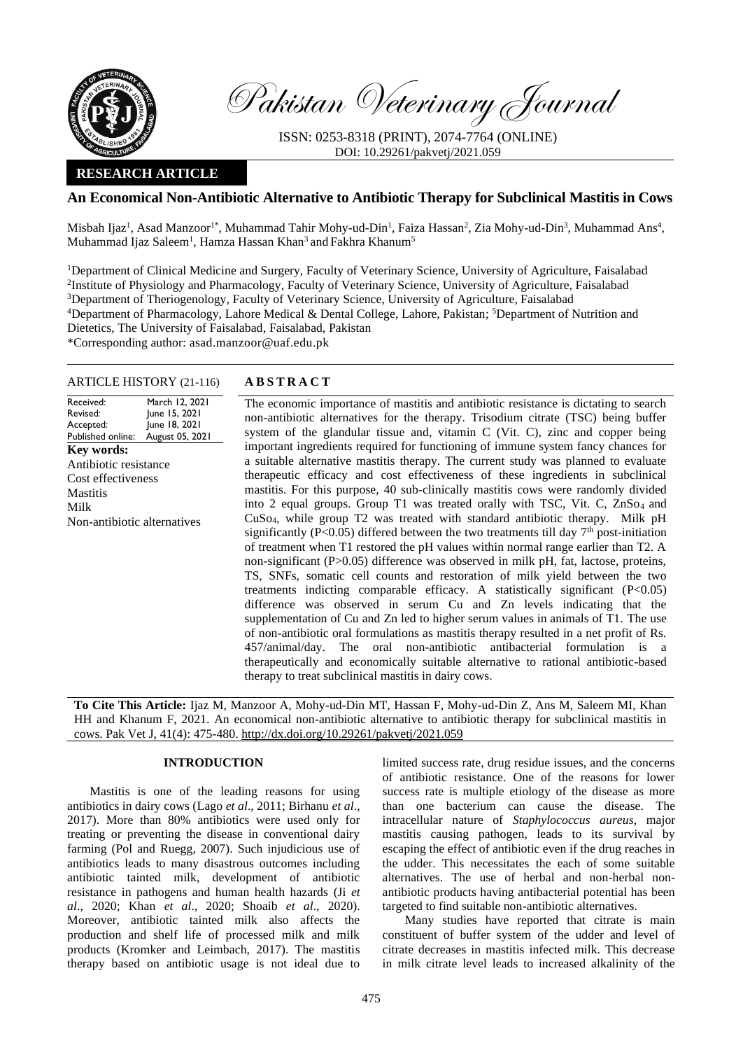Pakistan Veterinary Journal

ISSN: 0253-8318 (PRINT), 2074-7764 (ONLINE)
DOI: 10.29261/pakvetj/2021.059

**RESEARCH ARTICLE**

# An Economical Non-Antibiotic Alternative to Antibiotic Therapy for Subclinical Mastitis in Cows

Misbah Ijaz[1], Asad Manzoor[1*], Muhammad Tahir Mohy-ud-Din[1], Faiza Hassan[2], Zia Mohy-ud-Din[3], Muhammad Ans[4], Muhammad Ijaz Saleem[1], Hamza Hassan Khan[3] and Fakhra Khanum[5]

[1]Department of Clinical Medicine and Surgery, Faculty of Veterinary Science, University of Agriculture, Faisalabad
[2]Institute of Physiology and Pharmacology, Faculty of Veterinary Science, University of Agriculture, Faisalabad
[3]Department of Theriogenology, Faculty of Veterinary Science, University of Agriculture, Faisalabad
[4]Department of Pharmacology, Lahore Medical & Dental College, Lahore, Pakistan; [5]Department of Nutrition and Dietetics, The University of Faisalabad, Faisalabad, Pakistan
*Corresponding author: asad.manzoor@uaf.edu.pk

**ARTICLE HISTORY** (21-116)

| | |
|---|---|
| Received: | March 12, 2021 |
| Revised: | June 15, 2021 |
| Accepted: | June 18, 2021 |
| Published online: | August 05, 2021 |

**Key words:**
Antibiotic resistance
Cost effectiveness
Mastitis
Milk
Non-antibiotic alternatives

## ABSTRACT

The economic importance of mastitis and antibiotic resistance is dictating to search non-antibiotic alternatives for the therapy. Trisodium citrate (TSC) being buffer system of the glandular tissue and, vitamin C (Vit. C), zinc and copper being important ingredients required for functioning of immune system fancy chances for a suitable alternative mastitis therapy. The current study was planned to evaluate therapeutic efficacy and cost effectiveness of these ingredients in subclinical mastitis. For this purpose, 40 sub-clinically mastitis cows were randomly divided into 2 equal groups. Group T1 was treated orally with TSC, Vit. C, $ZnSo_4$ and $CuSo_4$, while group T2 was treated with standard antibiotic therapy. Milk pH significantly ($P<0.05$) differed between the two treatments till day 7[th] post-initiation of treatment when T1 restored the pH values within normal range earlier than T2. A non-significant ($P>0.05$) difference was observed in milk pH, fat, lactose, proteins, TS, SNFs, somatic cell counts and restoration of milk yield between the two treatments indicting comparable efficacy. A statistically significant ($P<0.05$) difference was observed in serum Cu and Zn levels indicating that the supplementation of Cu and Zn led to higher serum values in animals of T1. The use of non-antibiotic oral formulations as mastitis therapy resulted in a net profit of Rs. 457/animal/day. The oral non-antibiotic antibacterial formulation is a therapeutically and economically suitable alternative to rational antibiotic-based therapy to treat subclinical mastitis in dairy cows.

**To Cite This Article:** Ijaz M, Manzoor A, Mohy-ud-Din MT, Hassan F, Mohy-ud-Din Z, Ans M, Saleem MI, Khan HH and Khanum F, 2021. An economical non-antibiotic alternative to antibiotic therapy for subclinical mastitis in cows. Pak Vet J, 41(4): 475-480. http://dx.doi.org/10.29261/pakvetj/2021.059

## INTRODUCTION

Mastitis is one of the leading reasons for using antibiotics in dairy cows (Lago *et al*., 2011; Birhanu *et al*., 2017). More than 80% antibiotics were used only for treating or preventing the disease in conventional dairy farming (Pol and Ruegg, 2007). Such injudicious use of antibiotics leads to many disastrous outcomes including antibiotic tainted milk, development of antibiotic resistance in pathogens and human health hazards (Ji *et al*., 2020; Khan *et al*., 2020; Shoaib *et al*., 2020). Moreover, antibiotic tainted milk also affects the production and shelf life of processed milk and milk products (Kromker and Leimbach, 2017). The mastitis therapy based on antibiotic usage is not ideal due to limited success rate, drug residue issues, and the concerns of antibiotic resistance. One of the reasons for lower success rate is multiple etiology of the disease as more than one bacterium can cause the disease. The intracellular nature of *Staphylococcus aureus*, major mastitis causing pathogen, leads to its survival by escaping the effect of antibiotic even if the drug reaches in the udder. This necessitates the each of some suitable alternatives. The use of herbal and non-herbal non-antibiotic products having antibacterial potential has been targeted to find suitable non-antibiotic alternatives.

Many studies have reported that citrate is main constituent of buffer system of the udder and level of citrate decreases in mastitis infected milk. This decrease in milk citrate level leads to increased alkalinity of the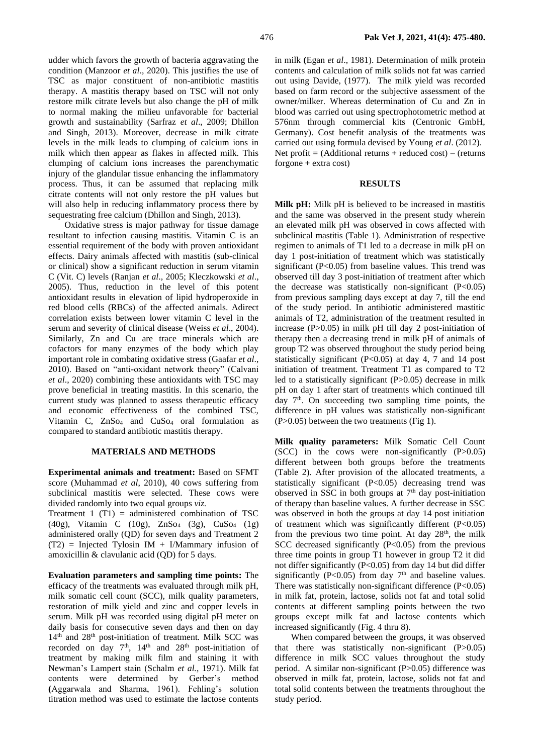udder which favors the growth of bacteria aggravating the condition (Manzoor *et al*., 2020). This justifies the use of TSC as major constituent of non-antibiotic mastitis therapy. A mastitis therapy based on TSC will not only restore milk citrate levels but also change the pH of milk to normal making the milieu unfavorable for bacterial growth and sustainability (Sarfraz *et al*., 2009; Dhillon and Singh, 2013). Moreover, decrease in milk citrate levels in the milk leads to clumping of calcium ions in milk which then appear as flakes in affected milk. This clumping of calcium ions increases the parenchymatic injury of the glandular tissue enhancing the inflammatory process. Thus, it can be assumed that replacing milk citrate contents will not only restore the pH values but will also help in reducing inflammatory process there by sequestrating free calcium (Dhillon and Singh, 2013).

Oxidative stress is major pathway for tissue damage resultant to infection causing mastitis. Vitamin C is an essential requirement of the body with proven antioxidant effects. Dairy animals affected with mastitis (sub-clinical or clinical) show a significant reduction in serum vitamin C (Vit. C) levels (Ranjan *et al*., 2005; Kleczkowski *et al*., 2005). Thus, reduction in the level of this potent antioxidant results in elevation of lipid hydroperoxide in red blood cells (RBCs) of the affected animals. Adirect correlation exists between lower vitamin C level in the serum and severity of clinical disease (Weiss *et al*., 2004). Similarly, Zn and Cu are trace minerals which are cofactors for many enzymes of the body which play important role in combating oxidative stress (Gaafar *et al*., 2010). Based on "anti-oxidant network theory" (Calvani *et al*., 2020) combining these antioxidants with TSC may prove beneficial in treating mastitis. In this scenario, the current study was planned to assess therapeutic efficacy and economic effectiveness of the combined TSC, Vitamin C, $ZnSo_4$ and $CuSo_4$ oral formulation as compared to standard antibiotic mastitis therapy.

## MATERIALS AND METHODS

**Experimental animals and treatment:** Based on SFMT score (Muhammad *et al*, 2010), 40 cows suffering from subclinical mastitis were selected. These cows were divided randomly into two equal groups *viz.*

Treatment 1 (T1) = administered combination of TSC (40g), Vitamin C (10g), $ZnSo_4$ (3g), $CuSo_4$ (1g) administered orally (QD) for seven days and Treatment 2 (T2) = Injected Tylosin IM + I/Mammary infusion of amoxicillin & clavulanic acid (QD) for 5 days.

**Evaluation parameters and sampling time points:** The efficacy of the treatments was evaluated through milk pH, milk somatic cell count (SCC), milk quality parameters, restoration of milk yield and zinc and copper levels in serum. Milk pH was recorded using digital pH meter on daily basis for consecutive seven days and then on day 14$^{th}$ and 28$^{th}$ post-initiation of treatment. Milk SCC was recorded on day 7$^{th}$, 14$^{th}$ and 28$^{th}$ post-initiation of treatment by making milk film and staining it with Newman's Lampert stain (Schalm *et al.*, 1971). Milk fat contents were determined by Gerber's method (Aggarwala and Sharma, 1961). Fehling's solution titration method was used to estimate the lactose contents in milk (Egan *et al*., 1981). Determination of milk protein contents and calculation of milk solids not fat was carried out using Davide, (1977). The milk yield was recorded based on farm record or the subjective assessment of the owner/milker. Whereas determination of Cu and Zn in blood was carried out using spectrophotometric method at 576nm through commercial kits (Centronic GmbH, Germany). Cost benefit analysis of the treatments was carried out using formula devised by Young *et al*. (2012).

Net profit = (Additional returns + reduced cost) – (returns forgone + extra cost)

## RESULTS

**Milk pH:** Milk pH is believed to be increased in mastitis and the same was observed in the present study wherein an elevated milk pH was observed in cows affected with subclinical mastitis (Table 1). Administration of respective regimen to animals of T1 led to a decrease in milk pH on day 1 post-initiation of treatment which was statistically significant ($P<0.05$) from baseline values. This trend was observed till day 3 post-initiation of treatment after which the decrease was statistically non-significant ($P<0.05$) from previous sampling days except at day 7, till the end of the study period. In antibiotic administered mastitic animals of T2, administration of the treatment resulted in increase ($P>0.05$) in milk pH till day 2 post-initiation of therapy then a decreasing trend in milk pH of animals of group T2 was observed throughout the study period being statistically significant ($P<0.05$) at day 4, 7 and 14 post initiation of treatment. Treatment T1 as compared to T2 led to a statistically significant ($P>0.05$) decrease in milk pH on day 1 after start of treatments which continued till day 7$^{th}$. On succeeding two sampling time points, the difference in pH values was statistically non-significant ($P>0.05$) between the two treatments (Fig 1).

**Milk quality parameters:** Milk Somatic Cell Count (SCC) in the cows were non-significantly ($P>0.05$) different between both groups before the treatments (Table 2). After provision of the allocated treatments, a statistically significant ($P<0.05$) decreasing trend was observed in SSC in both groups at 7$^{th}$ day post-initiation of therapy than baseline values. A further decrease in SSC was observed in both the groups at day 14 post initiation of treatment which was significantly different ($P<0.05$) from the previous two time point. At day 28$^{th}$, the milk SCC decreased significantly ($P<0.05$) from the previous three time points in group T1 however in group T2 it did not differ significantly ($P<0.05$) from day 14 but did differ significantly ($P<0.05$) from day 7$^{th}$ and baseline values. There was statistically non-significant difference ($P<0.05$) in milk fat, protein, lactose, solids not fat and total solid contents at different sampling points between the two groups except milk fat and lactose contents which increased significantly (Fig. 4 thru 8).

When compared between the groups, it was observed that there was statistically non-significant ($P>0.05$) difference in milk SCC values throughout the study period. A similar non-significant ($P>0.05$) difference was observed in milk fat, protein, lactose, solids not fat and total solid contents between the treatments throughout the study period.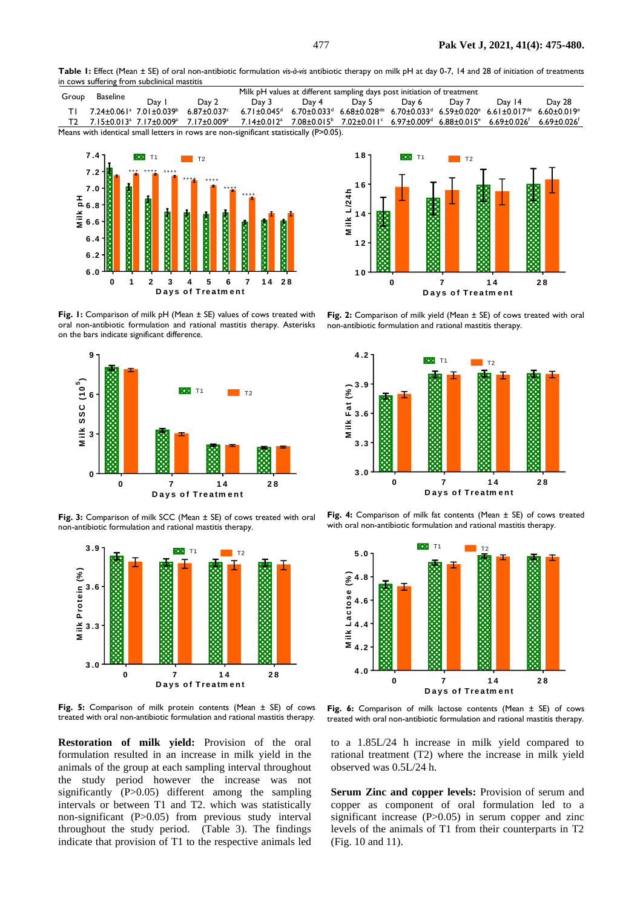**Table 1:** Effect (Mean ± SE) of oral non-antibiotic formulation *vis-à-vis* antibiotic therapy on milk pH at day 0-7, 14 and 28 of initiation of treatments in cows suffering from subclinical mastitis

| Group | Baseline | Milk pH values at different sampling days post initiation of treatment | | | | | | | | |
|---|---|---|---|---|---|---|---|---|---|---|
| | | Day 1 | Day 2 | Day 3 | Day 4 | Day 5 | Day 6 | Day 7 | Day 14 | Day 28 |
| T1 | 7.24±0.061[a] | 7.01±0.039[b] | 6.87±0.037[c] | 6.71±0.045[d] | 6.70±0.033[d] | 6.68±0.028[de] | 6.70±0.033[d] | 6.59±0.020[e] | 6.61±0.017[de] | 6.60±0.019[e] |
| T2 | 7.15±0.013[a] | 7.17±0.009[a] | 7.17±0.009[a] | 7.14±0.012[a] | 7.08±0.015[b] | 7.02±0.011[c] | 6.97±0.009[d] | 6.88±0.015[e] | 6.69±0.026[f] | 6.69±0.026[f] |

Means with identical small letters in rows are non-significant statistically (P>0.05).

**Fig. 1:** Comparison of milk pH (Mean ± SE) values of cows treated with oral non-antibiotic formulation and rational mastitis therapy. Asterisks on the bars indicate significant difference.

**Fig. 2:** Comparison of milk yield (Mean ± SE) of cows treated with oral non-antibiotic formulation and rational mastitis therapy.

**Fig. 3:** Comparison of milk SCC (Mean ± SE) of cows treated with oral non-antibiotic formulation and rational mastitis therapy.

**Fig. 4:** Comparison of milk fat contents (Mean ± SE) of cows treated with oral non-antibiotic formulation and rational mastitis therapy.

**Fig. 5:** Comparison of milk protein contents (Mean ± SE) of cows treated with oral non-antibiotic formulation and rational mastitis therapy.

**Fig. 6:** Comparison of milk lactose contents (Mean ± SE) of cows treated with oral non-antibiotic formulation and rational mastitis therapy.

**Restoration of milk yield:** Provision of the oral formulation resulted in an increase in milk yield in the animals of the group at each sampling interval throughout the study period however the increase was not significantly (P>0.05) different among the sampling intervals or between T1 and T2. which was statistically non-significant (P>0.05) from previous study interval throughout the study period. (Table 3). The findings indicate that provision of T1 to the respective animals led to a 1.85L/24 h increase in milk yield compared to rational treatment (T2) where the increase in milk yield observed was 0.5L/24 h.

**Serum Zinc and copper levels:** Provision of serum and copper as component of oral formulation led to a significant increase (P>0.05) in serum copper and zinc levels of the animals of T1 from their counterparts in T2 (Fig. 10 and 11).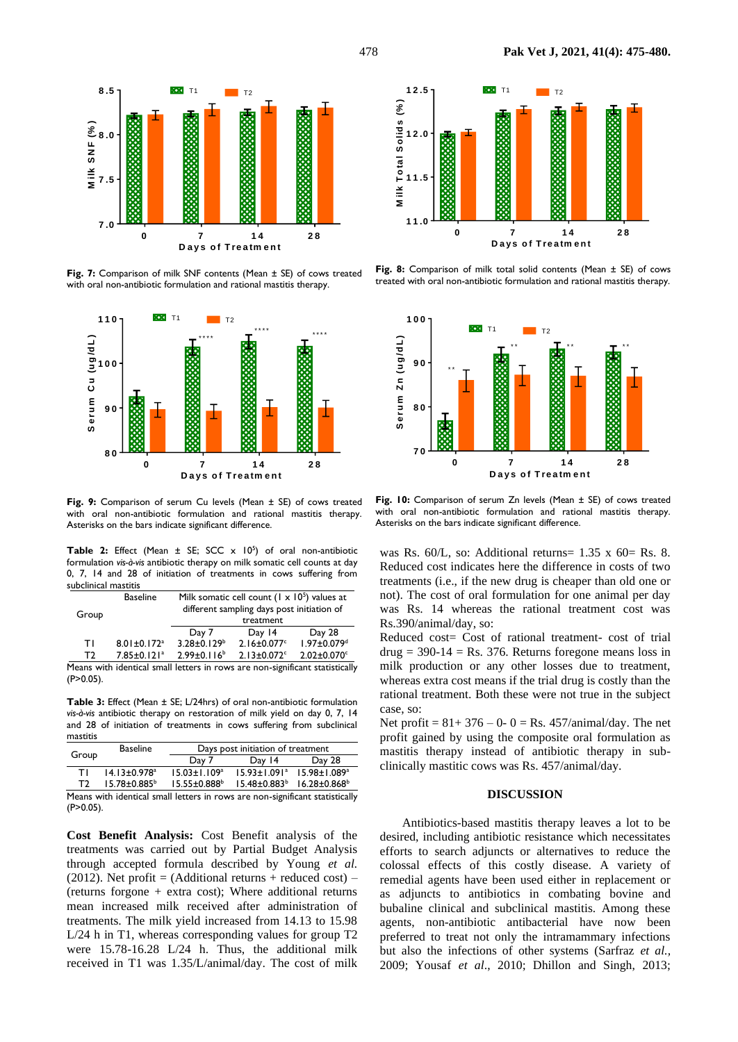Fig. 7: Comparison of milk SNF contents (Mean ± SE) of cows treated with oral non-antibiotic formulation and rational mastitis therapy.

Fig. 8: Comparison of milk total solid contents (Mean ± SE) of cows treated with oral non-antibiotic formulation and rational mastitis therapy.

Fig. 9: Comparison of serum Cu levels (Mean ± SE) of cows treated with oral non-antibiotic formulation and rational mastitis therapy. Asterisks on the bars indicate significant difference.

Fig. 10: Comparison of serum Zn levels (Mean ± SE) of cows treated with oral non-antibiotic formulation and rational mastitis therapy. Asterisks on the bars indicate significant difference.

**Table 2:** Effect (Mean ± SE; SCC x $10^5$) of oral non-antibiotic formulation *vis-à-vis* antibiotic therapy on milk somatic cell counts at day 0, 7, 14 and 28 of initiation of treatments in cows suffering from subclinical mastitis

| Group | Baseline | Milk somatic cell count (1 x $10^5$) values at different sampling days post initiation of treatment | | |
|---|---|---|---|---|
| | | Day 7 | Day 14 | Day 28 |
| T1 | 8.01±0.172[a] | 3.28±0.129[b] | 2.16±0.077[c] | 1.97±0.079[d] |
| T2 | 7.85±0.121[a] | 2.99±0.116[b] | 2.13±0.072[c] | 2.02±0.070[c] |

Means with identical small letters in rows are non-significant statistically (P>0.05).

**Table 3:** Effect (Mean ± SE; L/24hrs) of oral non-antibiotic formulation *vis-à-vis* antibiotic therapy on restoration of milk yield on day 0, 7, 14 and 28 of initiation of treatments in cows suffering from subclinical mastitis

| Group | Baseline | Days post initiation of treatment | | |
|---|---|---|---|---|
| | | Day 7 | Day 14 | Day 28 |
| T1 | 14.13±0.978[a] | 15.03±1.109[a] | 15.93±1.091[a] | 15.98±1.089[a] |
| T2 | 15.78±0.885[b] | 15.55±0.888[b] | 15.48±0.883[b] | 16.28±0.868[b] |

Means with identical small letters in rows are non-significant statistically (P>0.05).

**Cost Benefit Analysis:** Cost Benefit analysis of the treatments was carried out by Partial Budget Analysis through accepted formula described by Young *et al.* (2012). Net profit = (Additional returns + reduced cost) – (returns forgone + extra cost); Where additional returns mean increased milk received after administration of treatments. The milk yield increased from 14.13 to 15.98 L/24 h in T1, whereas corresponding values for group T2 were 15.78-16.28 L/24 h. Thus, the additional milk received in T1 was 1.35/L/animal/day. The cost of milk was Rs. 60/L, so: Additional returns= 1.35 x 60= Rs. 8. Reduced cost indicates here the difference in costs of two treatments (i.e., if the new drug is cheaper than old one or not). The cost of oral formulation for one animal per day was Rs. 14 whereas the rational treatment cost was Rs.390/animal/day, so:

Reduced cost= Cost of rational treatment- cost of trial drug = 390-14 = Rs. 376. Returns foregone means loss in milk production or any other losses due to treatment, whereas extra cost means if the trial drug is costly than the rational treatment. Both these were not true in the subject case, so:

Net profit = 81+ 376 – 0- 0 = Rs. 457/animal/day. The net profit gained by using the composite oral formulation as mastitis therapy instead of antibiotic therapy in sub-clinically mastitic cows was Rs. 457/animal/day.

## DISCUSSION

Antibiotics-based mastitis therapy leaves a lot to be desired, including antibiotic resistance which necessitates efforts to search adjuncts or alternatives to reduce the colossal effects of this costly disease. A variety of remedial agents have been used either in replacement or as adjuncts to antibiotics in combating bovine and bubaline clinical and subclinical mastitis. Among these agents, non-antibiotic antibacterial have now been preferred to treat not only the intramammary infections but also the infections of other systems (Sarfraz *et al.*, 2009; Yousaf *et al*., 2010; Dhillon and Singh, 2013;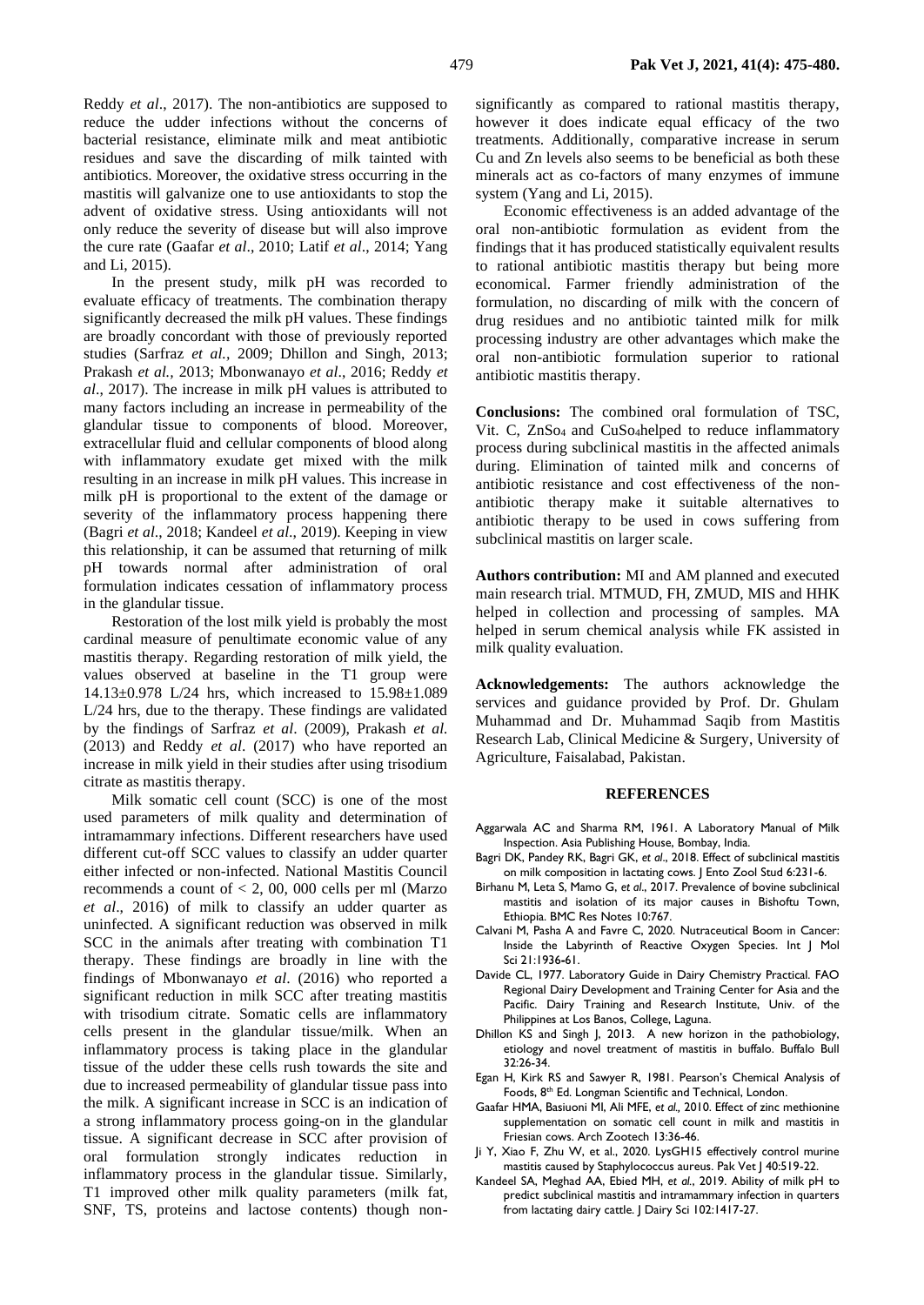Reddy *et al*., 2017). The non-antibiotics are supposed to reduce the udder infections without the concerns of bacterial resistance, eliminate milk and meat antibiotic residues and save the discarding of milk tainted with antibiotics. Moreover, the oxidative stress occurring in the mastitis will galvanize one to use antioxidants to stop the advent of oxidative stress. Using antioxidants will not only reduce the severity of disease but will also improve the cure rate (Gaafar *et al*., 2010; Latif *et al*., 2014; Yang and Li, 2015).

In the present study, milk pH was recorded to evaluate efficacy of treatments. The combination therapy significantly decreased the milk pH values. These findings are broadly concordant with those of previously reported studies (Sarfraz *et al.,* 2009; Dhillon and Singh, 2013; Prakash *et al.,* 2013; Mbonwanayo *et al*., 2016; Reddy *et al*., 2017). The increase in milk pH values is attributed to many factors including an increase in permeability of the glandular tissue to components of blood. Moreover, extracellular fluid and cellular components of blood along with inflammatory exudate get mixed with the milk resulting in an increase in milk pH values. This increase in milk pH is proportional to the extent of the damage or severity of the inflammatory process happening there (Bagri *et al*., 2018; Kandeel *et al*., 2019). Keeping in view this relationship, it can be assumed that returning of milk pH towards normal after administration of oral formulation indicates cessation of inflammatory process in the glandular tissue.

Restoration of the lost milk yield is probably the most cardinal measure of penultimate economic value of any mastitis therapy. Regarding restoration of milk yield, the values observed at baseline in the T1 group were $14.13\pm0.978$ L/24 hrs, which increased to $15.98\pm1.089$ L/24 hrs, due to the therapy. These findings are validated by the findings of Sarfraz *et al*. (2009), Prakash *et al.* (2013) and Reddy *et al*. (2017) who have reported an increase in milk yield in their studies after using trisodium citrate as mastitis therapy.

Milk somatic cell count (SCC) is one of the most used parameters of milk quality and determination of intramammary infections. Different researchers have used different cut-off SCC values to classify an udder quarter either infected or non-infected. National Mastitis Council recommends a count of < 2, 00, 000 cells per ml (Marzo *et al*., 2016) of milk to classify an udder quarter as uninfected. A significant reduction was observed in milk SCC in the animals after treating with combination T1 therapy. These findings are broadly in line with the findings of Mbonwanayo *et al*. (2016) who reported a significant reduction in milk SCC after treating mastitis with trisodium citrate. Somatic cells are inflammatory cells present in the glandular tissue/milk. When an inflammatory process is taking place in the glandular tissue of the udder these cells rush towards the site and due to increased permeability of glandular tissue pass into the milk. A significant increase in SCC is an indication of a strong inflammatory process going-on in the glandular tissue. A significant decrease in SCC after provision of oral formulation strongly indicates reduction in inflammatory process in the glandular tissue. Similarly, T1 improved other milk quality parameters (milk fat, SNF, TS, proteins and lactose contents) though non-significantly as compared to rational mastitis therapy, however it does indicate equal efficacy of the two treatments. Additionally, comparative increase in serum Cu and Zn levels also seems to be beneficial as both these minerals act as co-factors of many enzymes of immune system (Yang and Li, 2015).

Economic effectiveness is an added advantage of the oral non-antibiotic formulation as evident from the findings that it has produced statistically equivalent results to rational antibiotic mastitis therapy but being more economical. Farmer friendly administration of the formulation, no discarding of milk with the concern of drug residues and no antibiotic tainted milk for milk processing industry are other advantages which make the oral non-antibiotic formulation superior to rational antibiotic mastitis therapy.

**Conclusions:** The combined oral formulation of TSC, Vit. C, $ZnSo_4$ and $CuSo_4$helped to reduce inflammatory process during subclinical mastitis in the affected animals during. Elimination of tainted milk and concerns of antibiotic resistance and cost effectiveness of the non-antibiotic therapy make it suitable alternatives to antibiotic therapy to be used in cows suffering from subclinical mastitis on larger scale.

**Authors contribution:** MI and AM planned and executed main research trial. MTMUD, FH, ZMUD, MIS and HHK helped in collection and processing of samples. MA helped in serum chemical analysis while FK assisted in milk quality evaluation.

**Acknowledgements:** The authors acknowledge the services and guidance provided by Prof. Dr. Ghulam Muhammad and Dr. Muhammad Saqib from Mastitis Research Lab, Clinical Medicine & Surgery, University of Agriculture, Faisalabad, Pakistan.

## REFERENCES

Aggarwala AC and Sharma RM, 1961. A Laboratory Manual of Milk Inspection. Asia Publishing House, Bombay, India.

Bagri DK, Pandey RK, Bagri GK, *et al*., 2018. Effect of subclinical mastitis on milk composition in lactating cows. J Ento Zool Stud 6:231-6.

Birhanu M, Leta S, Mamo G, *et al*., 2017. Prevalence of bovine subclinical mastitis and isolation of its major causes in Bishoftu Town, Ethiopia. BMC Res Notes 10:767.

Calvani M, Pasha A and Favre C, 2020. Nutraceutical Boom in Cancer: Inside the Labyrinth of Reactive Oxygen Species. Int J Mol Sci 21:1936-61.

Davide CL, 1977. Laboratory Guide in Dairy Chemistry Practical. FAO Regional Dairy Development and Training Center for Asia and the Pacific. Dairy Training and Research Institute, Univ. of the Philippines at Los Banos, College, Laguna.

Dhillon KS and Singh J, 2013. A new horizon in the pathobiology, etiology and novel treatment of mastitis in buffalo. Buffalo Bull 32:26-34.

Egan H, Kirk RS and Sawyer R, 1981. Pearson's Chemical Analysis of Foods, 8th Ed. Longman Scientific and Technical, London.

Gaafar HMA, Basiuoni MI, Ali MFE, *et al.,* 2010. Effect of zinc methionine supplementation on somatic cell count in milk and mastitis in Friesian cows. Arch Zootech 13:36-46.

Ji Y, Xiao F, Zhu W, et al., 2020. LysGH15 effectively control murine mastitis caused by Staphylococcus aureus. Pak Vet J 40:519-22.

Kandeel SA, Meghad AA, Ebied MH, *et al.*, 2019. Ability of milk pH to predict subclinical mastitis and intramammary infection in quarters from lactating dairy cattle. J Dairy Sci 102:1417-27.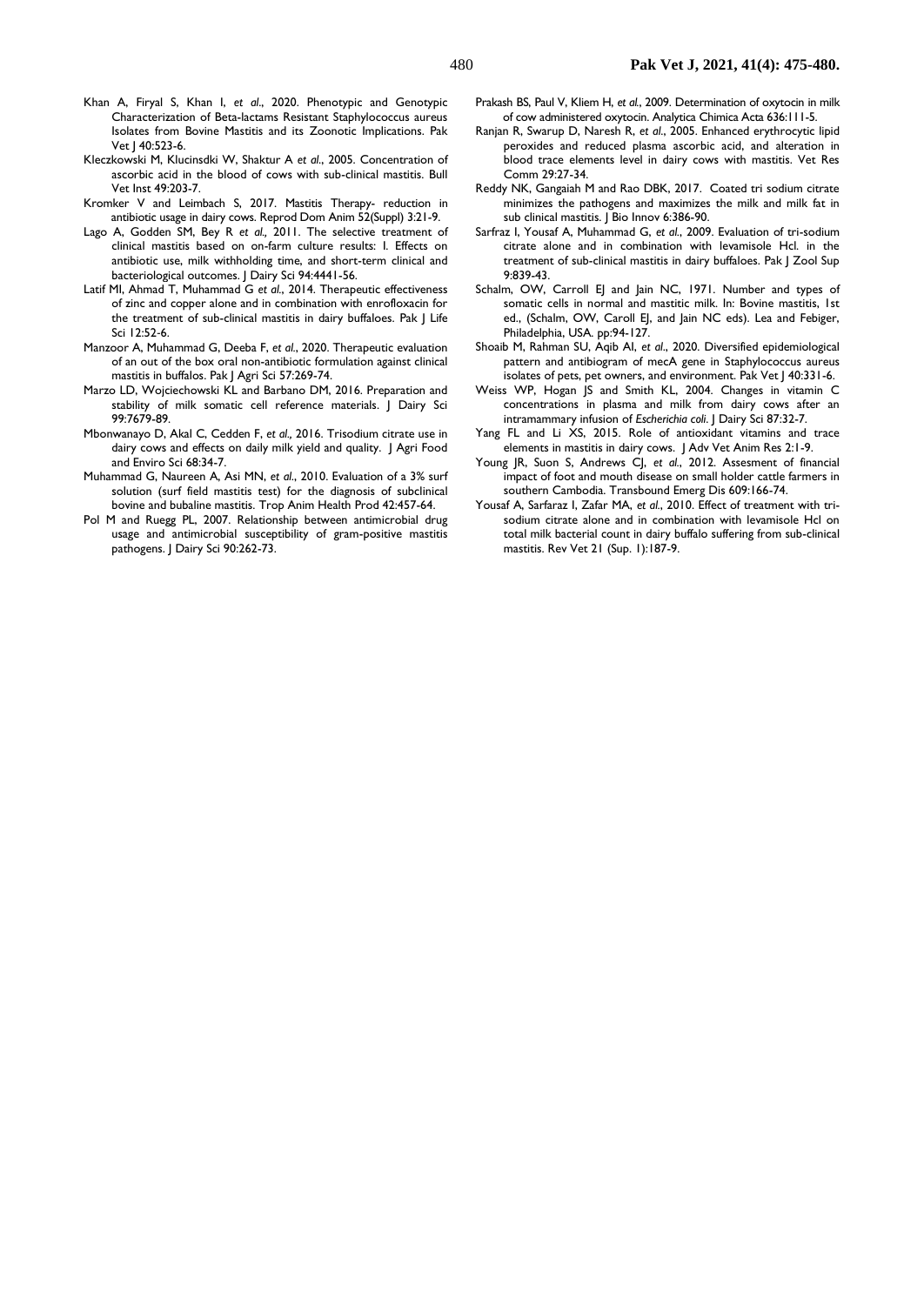Khan A, Firyal S, Khan I, *et al*., 2020. Phenotypic and Genotypic Characterization of Beta-lactams Resistant Staphylococcus aureus Isolates from Bovine Mastitis and its Zoonotic Implications. Pak Vet J 40:523-6.

Kleczkowski M, Klucinsdki W, Shaktur A *et al*., 2005. Concentration of ascorbic acid in the blood of cows with sub-clinical mastitis. Bull Vet Inst 49:203-7.

Kromker V and Leimbach S, 2017. Mastitis Therapy- reduction in antibiotic usage in dairy cows. Reprod Dom Anim 52(Suppl) 3:21-9.

Lago A, Godden SM, Bey R *et al.,* 2011. The selective treatment of clinical mastitis based on on-farm culture results: I. Effects on antibiotic use, milk withholding time, and short-term clinical and bacteriological outcomes. J Dairy Sci 94:4441-56.

Latif MI, Ahmad T, Muhammad G *et al*., 2014. Therapeutic effectiveness of zinc and copper alone and in combination with enrofloxacin for the treatment of sub-clinical mastitis in dairy buffaloes. Pak J Life Sci 12:52-6.

Manzoor A, Muhammad G, Deeba F, *et al*., 2020. Therapeutic evaluation of an out of the box oral non-antibiotic formulation against clinical mastitis in buffalos. Pak J Agri Sci 57:269-74.

Marzo LD, Wojciechowski KL and Barbano DM, 2016. Preparation and stability of milk somatic cell reference materials. J Dairy Sci 99:7679-89.

Mbonwanayo D, Akal C, Cedden F, *et al*., 2016. Trisodium citrate use in dairy cows and effects on daily milk yield and quality. J Agri Food and Enviro Sci 68:34-7.

Muhammad G, Naureen A, Asi MN, *et al*., 2010. Evaluation of a 3% surf solution (surf field mastitis test) for the diagnosis of subclinical bovine and bubaline mastitis. Trop Anim Health Prod 42:457-64.

Pol M and Ruegg PL, 2007. Relationship between antimicrobial drug usage and antimicrobial susceptibility of gram-positive mastitis pathogens. J Dairy Sci 90:262-73.

Prakash BS, Paul V, Kliem H, *et al*., 2009. Determination of oxytocin in milk of cow administered oxytocin. Analytica Chimica Acta 636:111-5.

Ranjan R, Swarup D, Naresh R, *et al*., 2005. Enhanced erythrocytic lipid peroxides and reduced plasma ascorbic acid, and alteration in blood trace elements level in dairy cows with mastitis. Vet Res Comm 29:27-34.

Reddy NK, Gangaiah M and Rao DBK, 2017. Coated tri sodium citrate minimizes the pathogens and maximizes the milk and milk fat in sub clinical mastitis. J Bio Innov 6:386-90.

Sarfraz I, Yousaf A, Muhammad G, *et al*., 2009. Evaluation of tri-sodium citrate alone and in combination with levamisole Hcl. in the treatment of sub-clinical mastitis in dairy buffaloes. Pak J Zool Sup 9:839-43.

Schalm, OW, Carroll EJ and Jain NC, 1971. Number and types of somatic cells in normal and mastitic milk. In: Bovine mastitis, 1st ed., (Schalm, OW, Caroll EJ, and Jain NC eds). Lea and Febiger, Philadelphia, USA. pp:94-127.

Shoaib M, Rahman SU, Aqib AI, *et al*., 2020. Diversified epidemiological pattern and antibiogram of mecA gene in Staphylococcus aureus isolates of pets, pet owners, and environment. Pak Vet J 40:331-6.

Weiss WP, Hogan JS and Smith KL, 2004. Changes in vitamin C concentrations in plasma and milk from dairy cows after an intramammary infusion of *Escherichia coli*. J Dairy Sci 87:32-7.

Yang FL and Li XS, 2015. Role of antioxidant vitamins and trace elements in mastitis in dairy cows. J Adv Vet Anim Res 2:1-9.

Young JR, Suon S, Andrews CJ, *et al*., 2012. Assesment of financial impact of foot and mouth disease on small holder cattle farmers in southern Cambodia. Transbound Emerg Dis 609:166-74.

Yousaf A, Sarfaraz I, Zafar MA, *et al*., 2010. Effect of treatment with tri-sodium citrate alone and in combination with levamisole Hcl on total milk bacterial count in dairy buffalo suffering from sub-clinical mastitis. Rev Vet 21 (Sup. 1):187-9.